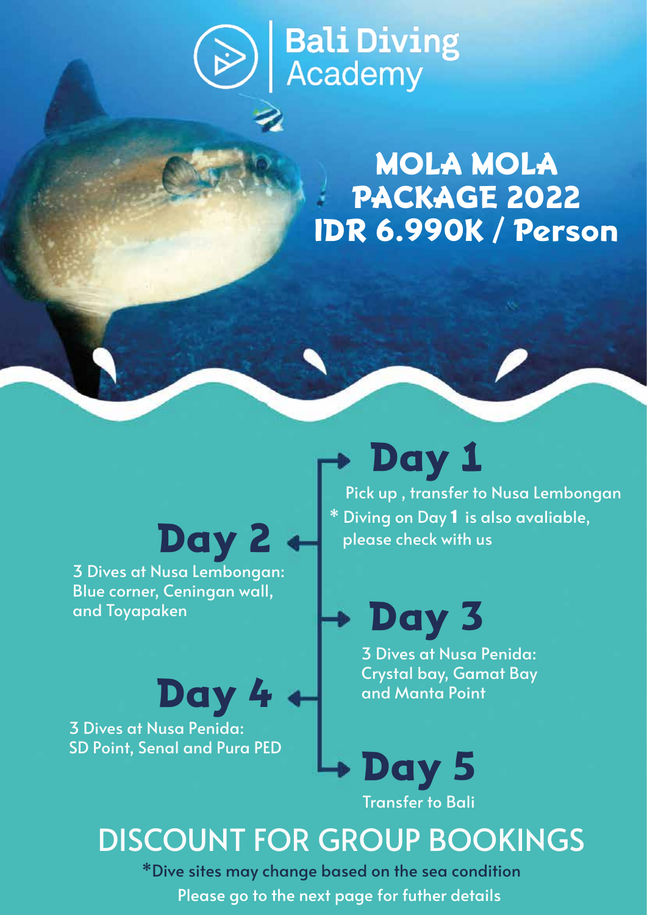# Bali Diving Academy

## MOLA MOLA PACKAGE 2022
## IDR 6.990K / Person

### Day 1

Pick up , transfer to Nusa Lembongan

* Diving on Day 1 is also avaliable, please check with us

### Day 2

3 Dives at Nusa Lembongan: Blue corner, Ceningan wall, and Toyapaken

### Day 3

3 Dives at Nusa Penida: Crystal bay, Gamat Bay and Manta Point

### Day 4

3 Dives at Nusa Penida: SD Point, Senal and Pura PED

### Day 5

Transfer to Bali

## DISCOUNT FOR GROUP BOOKINGS

*Dive sites may change based on the sea condition

Please go to the next page for futher details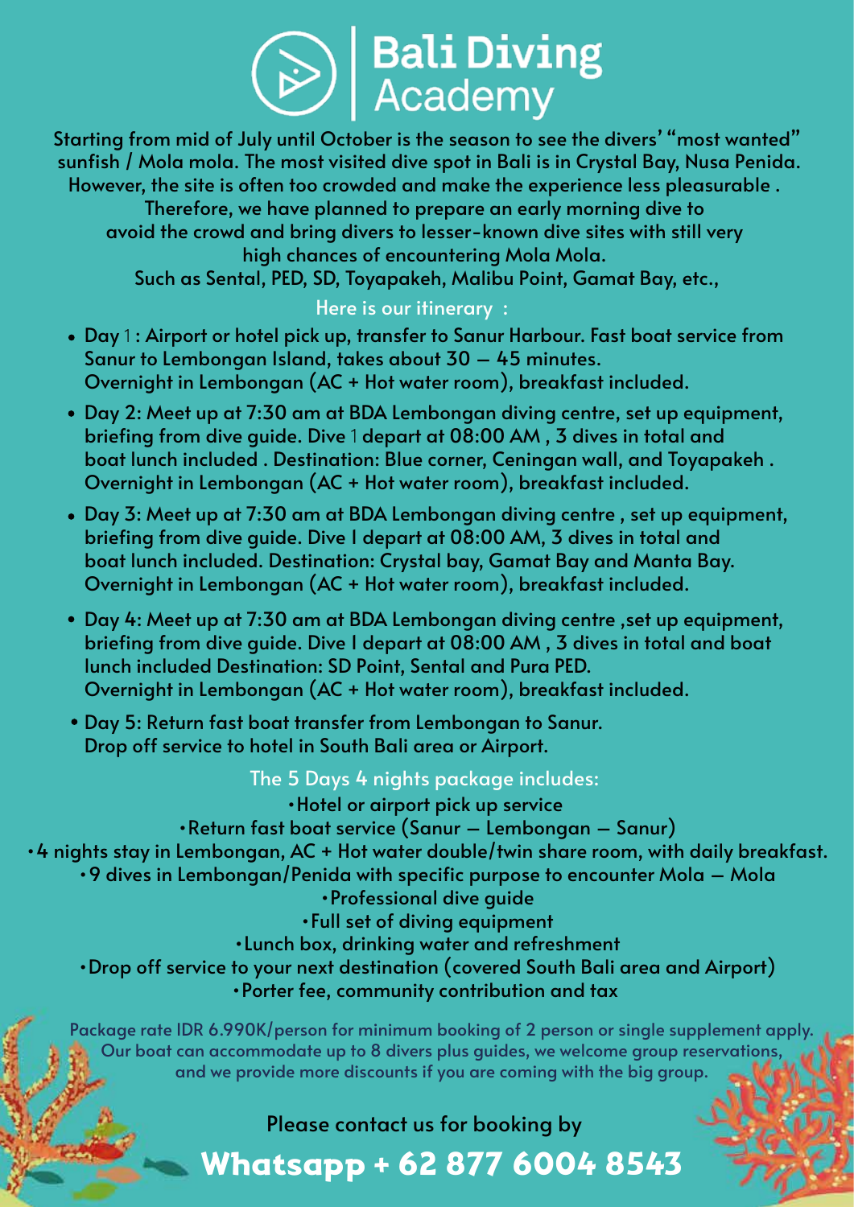# Bali Diving Academy

Starting from mid of July until October is the season to see the divers' "most wanted" sunfish / Mola mola. The most visited dive spot in Bali is in Crystal Bay, Nusa Penida. However, the site is often too crowded and make the experience less pleasurable . Therefore, we have planned to prepare an early morning dive to avoid the crowd and bring divers to lesser-known dive sites with still very high chances of encountering Mola Mola. Such as Sental, PED, SD, Toyapakeh, Malibu Point, Gamat Bay, etc.,

Here is our itinerary :

- Day 1 : Airport or hotel pick up, transfer to Sanur Harbour. Fast boat service from Sanur to Lembongan Island, takes about 30 – 45 minutes. Overnight in Lembongan (AC + Hot water room), breakfast included.
- Day 2: Meet up at 7:30 am at BDA Lembongan diving centre, set up equipment, briefing from dive guide. Dive 1 depart at 08:00 AM , 3 dives in total and boat lunch included . Destination: Blue corner, Ceningan wall, and Toyapakeh . Overnight in Lembongan (AC + Hot water room), breakfast included.
- Day 3: Meet up at 7:30 am at BDA Lembongan diving centre , set up equipment, briefing from dive guide. Dive I depart at 08:00 AM, 3 dives in total and boat lunch included. Destination: Crystal bay, Gamat Bay and Manta Bay. Overnight in Lembongan (AC + Hot water room), breakfast included.
- Day 4: Meet up at 7:30 am at BDA Lembongan diving centre ,set up equipment, briefing from dive guide. Dive I depart at 08:00 AM , 3 dives in total and boat lunch included Destination: SD Point, Sental and Pura PED. Overnight in Lembongan (AC + Hot water room), breakfast included.
- Day 5: Return fast boat transfer from Lembongan to Sanur. Drop off service to hotel in South Bali area or Airport.

The 5 Days 4 nights package includes:

- Hotel or airport pick up service
- Return fast boat service (Sanur – Lembongan – Sanur)
- 4 nights stay in Lembongan, AC + Hot water double/twin share room, with daily breakfast.
- 9 dives in Lembongan/Penida with specific purpose to encounter Mola – Mola
- Professional dive guide
- Full set of diving equipment
- Lunch box, drinking water and refreshment
- Drop off service to your next destination (covered South Bali area and Airport)
- Porter fee, community contribution and tax

Package rate IDR 6.990K/person for minimum booking of 2 person or single supplement apply. Our boat can accommodate up to 8 divers plus guides, we welcome group reservations, and we provide more discounts if you are coming with the big group.

Please contact us for booking by

**Whatsapp + 62 877 6004 8543**